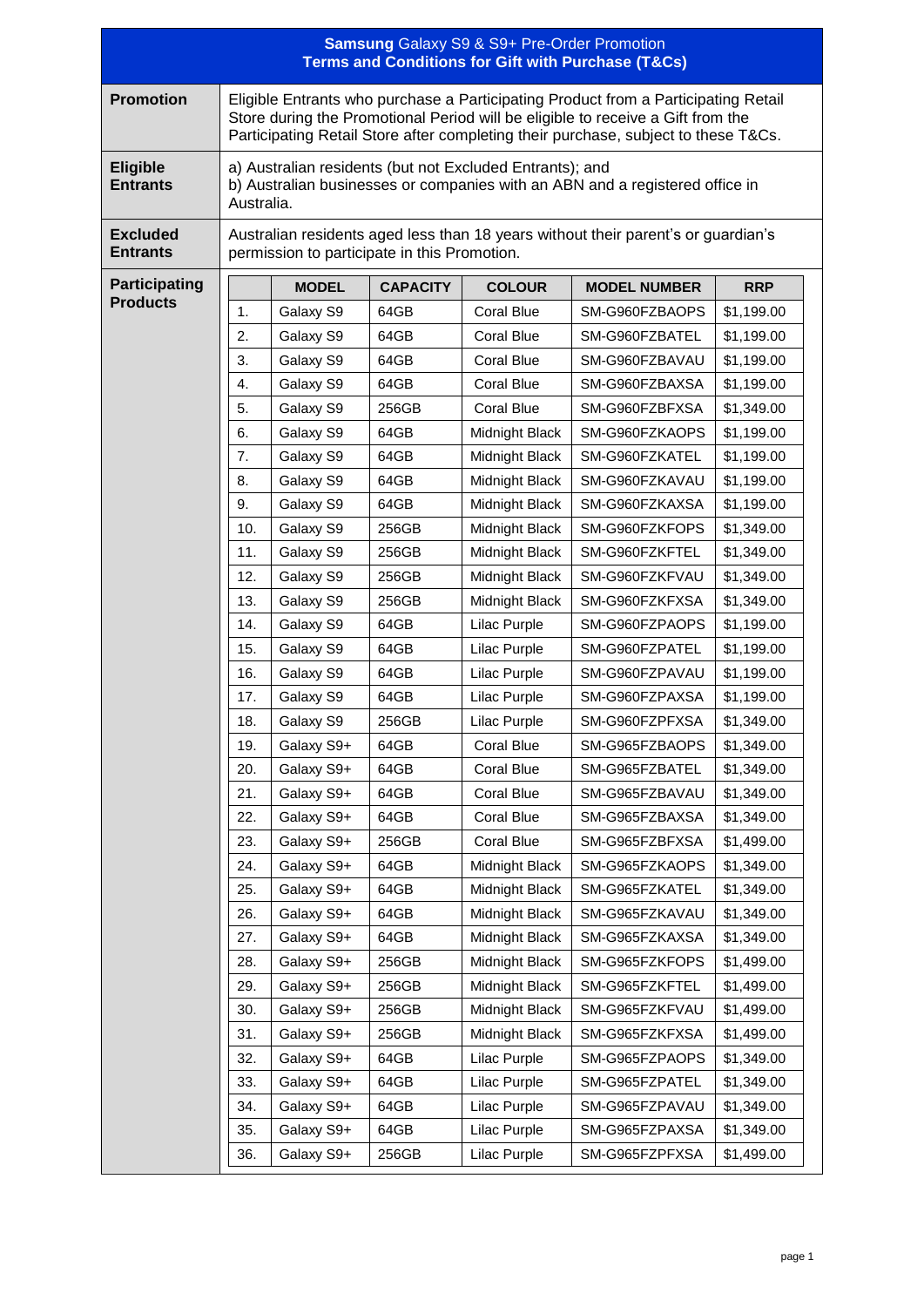# Samsung Galaxy S9 & S9+ Pre-Order Promotion
## Terms and Conditions for Gift with Purchase (T&Cs)

**Promotion**

Eligible Entrants who purchase a Participating Product from a Participating Retail Store during the Promotional Period will be eligible to receive a Gift from the Participating Retail Store after completing their purchase, subject to these T&Cs.

**Eligible Entrants**

a) Australian residents (but not Excluded Entrants); and
b) Australian businesses or companies with an ABN and a registered office in Australia.

**Excluded Entrants**

Australian residents aged less than 18 years without their parent's or guardian's permission to participate in this Promotion.

**Participating Products**

| | MODEL | CAPACITY | COLOUR | MODEL NUMBER | RRP |
|---|---|---|---|---|---|
| 1. | Galaxy S9 | 64GB | Coral Blue | SM-G960FZBAOPS | $1,199.00 |
| 2. | Galaxy S9 | 64GB | Coral Blue | SM-G960FZBATEL | $1,199.00 |
| 3. | Galaxy S9 | 64GB | Coral Blue | SM-G960FZBAVAU | $1,199.00 |
| 4. | Galaxy S9 | 64GB | Coral Blue | SM-G960FZBAXSA | $1,199.00 |
| 5. | Galaxy S9 | 256GB | Coral Blue | SM-G960FZBFXSA | $1,349.00 |
| 6. | Galaxy S9 | 64GB | Midnight Black | SM-G960FZKAOPS | $1,199.00 |
| 7. | Galaxy S9 | 64GB | Midnight Black | SM-G960FZKATEL | $1,199.00 |
| 8. | Galaxy S9 | 64GB | Midnight Black | SM-G960FZKAVAU | $1,199.00 |
| 9. | Galaxy S9 | 64GB | Midnight Black | SM-G960FZKAXSA | $1,199.00 |
| 10. | Galaxy S9 | 256GB | Midnight Black | SM-G960FZKFOPS | $1,349.00 |
| 11. | Galaxy S9 | 256GB | Midnight Black | SM-G960FZKFTEL | $1,349.00 |
| 12. | Galaxy S9 | 256GB | Midnight Black | SM-G960FZKFVAU | $1,349.00 |
| 13. | Galaxy S9 | 256GB | Midnight Black | SM-G960FZKFXSA | $1,349.00 |
| 14. | Galaxy S9 | 64GB | Lilac Purple | SM-G960FZPAOPS | $1,199.00 |
| 15. | Galaxy S9 | 64GB | Lilac Purple | SM-G960FZPATEL | $1,199.00 |
| 16. | Galaxy S9 | 64GB | Lilac Purple | SM-G960FZPAVAU | $1,199.00 |
| 17. | Galaxy S9 | 64GB | Lilac Purple | SM-G960FZPAXSA | $1,199.00 |
| 18. | Galaxy S9 | 256GB | Lilac Purple | SM-G960FZPFXSA | $1,349.00 |
| 19. | Galaxy S9+ | 64GB | Coral Blue | SM-G965FZBAOPS | $1,349.00 |
| 20. | Galaxy S9+ | 64GB | Coral Blue | SM-G965FZBATEL | $1,349.00 |
| 21. | Galaxy S9+ | 64GB | Coral Blue | SM-G965FZBAVAU | $1,349.00 |
| 22. | Galaxy S9+ | 64GB | Coral Blue | SM-G965FZBAXSA | $1,349.00 |
| 23. | Galaxy S9+ | 256GB | Coral Blue | SM-G965FZBFXSA | $1,499.00 |
| 24. | Galaxy S9+ | 64GB | Midnight Black | SM-G965FZKAOPS | $1,349.00 |
| 25. | Galaxy S9+ | 64GB | Midnight Black | SM-G965FZKATEL | $1,349.00 |
| 26. | Galaxy S9+ | 64GB | Midnight Black | SM-G965FZKAVAU | $1,349.00 |
| 27. | Galaxy S9+ | 64GB | Midnight Black | SM-G965FZKAXSA | $1,349.00 |
| 28. | Galaxy S9+ | 256GB | Midnight Black | SM-G965FZKFOPS | $1,499.00 |
| 29. | Galaxy S9+ | 256GB | Midnight Black | SM-G965FZKFTEL | $1,499.00 |
| 30. | Galaxy S9+ | 256GB | Midnight Black | SM-G965FZKFVAU | $1,499.00 |
| 31. | Galaxy S9+ | 256GB | Midnight Black | SM-G965FZKFXSA | $1,499.00 |
| 32. | Galaxy S9+ | 64GB | Lilac Purple | SM-G965FZPAOPS | $1,349.00 |
| 33. | Galaxy S9+ | 64GB | Lilac Purple | SM-G965FZPATEL | $1,349.00 |
| 34. | Galaxy S9+ | 64GB | Lilac Purple | SM-G965FZPAVAU | $1,349.00 |
| 35. | Galaxy S9+ | 64GB | Lilac Purple | SM-G965FZPAXSA | $1,349.00 |
| 36. | Galaxy S9+ | 256GB | Lilac Purple | SM-G965FZPFXSA | $1,499.00 |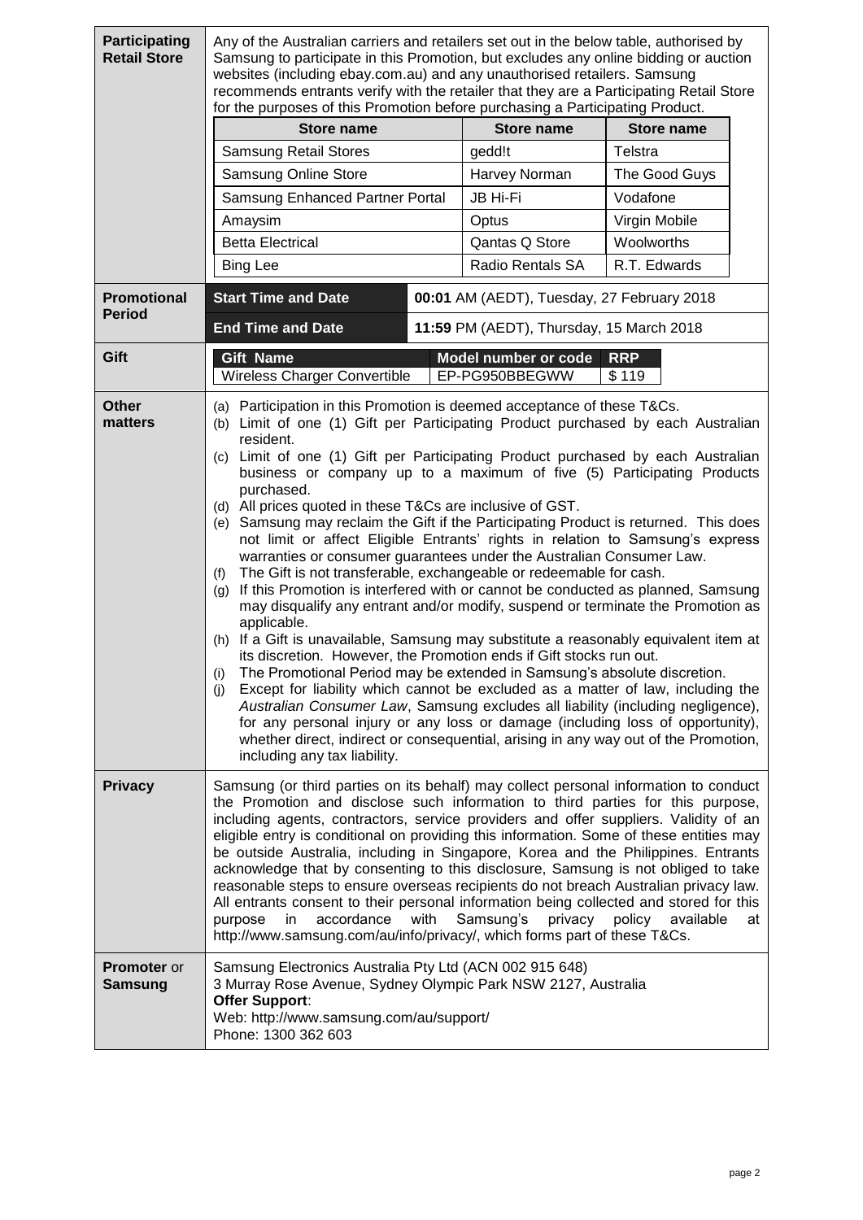| | |
|---|---|
| **Participating Retail Store** | Any of the Australian carriers and retailers set out in the below table, authorised by Samsung to participate in this Promotion, but excludes any online bidding or auction websites (including ebay.com.au) and any unauthorised retailers. Samsung recommends entrants verify with the retailer that they are a Participating Retail Store for the purposes of this Promotion before purchasing a Participating Product. |

| Store name | Store name | Store name |
|---|---|---|
| Samsung Retail Stores | gedd!t | Telstra |
| Samsung Online Store | Harvey Norman | The Good Guys |
| Samsung Enhanced Partner Portal | JB Hi-Fi | Vodafone |
| Amaysim | Optus | Virgin Mobile |
| Betta Electrical | Qantas Q Store | Woolworths |
| Bing Lee | Radio Rentals SA | R.T. Edwards |

| | | |
|---|---|---|
| **Promotional Period** | **Start Time and Date** | **00:01** AM (AEDT), Tuesday, 27 February 2018 |
| | **End Time and Date** | **11:59** PM (AEDT), Thursday, 15 March 2018 |

**Gift**

| Gift Name | Model number or code | RRP |
|---|---|---|
| Wireless Charger Convertible | EP-PG950BBEGWW | $ 119 |

**Other matters**

(a) Participation in this Promotion is deemed acceptance of these T&Cs.

(b) Limit of one (1) Gift per Participating Product purchased by each Australian resident.

(c) Limit of one (1) Gift per Participating Product purchased by each Australian business or company up to a maximum of five (5) Participating Products purchased.

(d) All prices quoted in these T&Cs are inclusive of GST.

(e) Samsung may reclaim the Gift if the Participating Product is returned. This does not limit or affect Eligible Entrants' rights in relation to Samsung's express warranties or consumer guarantees under the Australian Consumer Law.

(f) The Gift is not transferable, exchangeable or redeemable for cash.

(g) If this Promotion is interfered with or cannot be conducted as planned, Samsung may disqualify any entrant and/or modify, suspend or terminate the Promotion as applicable.

(h) If a Gift is unavailable, Samsung may substitute a reasonably equivalent item at its discretion. However, the Promotion ends if Gift stocks run out.

(i) The Promotional Period may be extended in Samsung's absolute discretion.

(j) Except for liability which cannot be excluded as a matter of law, including the *Australian Consumer Law*, Samsung excludes all liability (including negligence), for any personal injury or any loss or damage (including loss of opportunity), whether direct, indirect or consequential, arising in any way out of the Promotion, including any tax liability.

**Privacy**

Samsung (or third parties on its behalf) may collect personal information to conduct the Promotion and disclose such information to third parties for this purpose, including agents, contractors, service providers and offer suppliers. Validity of an eligible entry is conditional on providing this information. Some of these entities may be outside Australia, including in Singapore, Korea and the Philippines. Entrants acknowledge that by consenting to this disclosure, Samsung is not obliged to take reasonable steps to ensure overseas recipients do not breach Australian privacy law. All entrants consent to their personal information being collected and stored for this purpose in accordance with Samsung's privacy policy available at http://www.samsung.com/au/info/privacy/, which forms part of these T&Cs.

**Promoter** or **Samsung**

Samsung Electronics Australia Pty Ltd (ACN 002 915 648)
3 Murray Rose Avenue, Sydney Olympic Park NSW 2127, Australia
**Offer Support**:
Web: http://www.samsung.com/au/support/
Phone: 1300 362 603